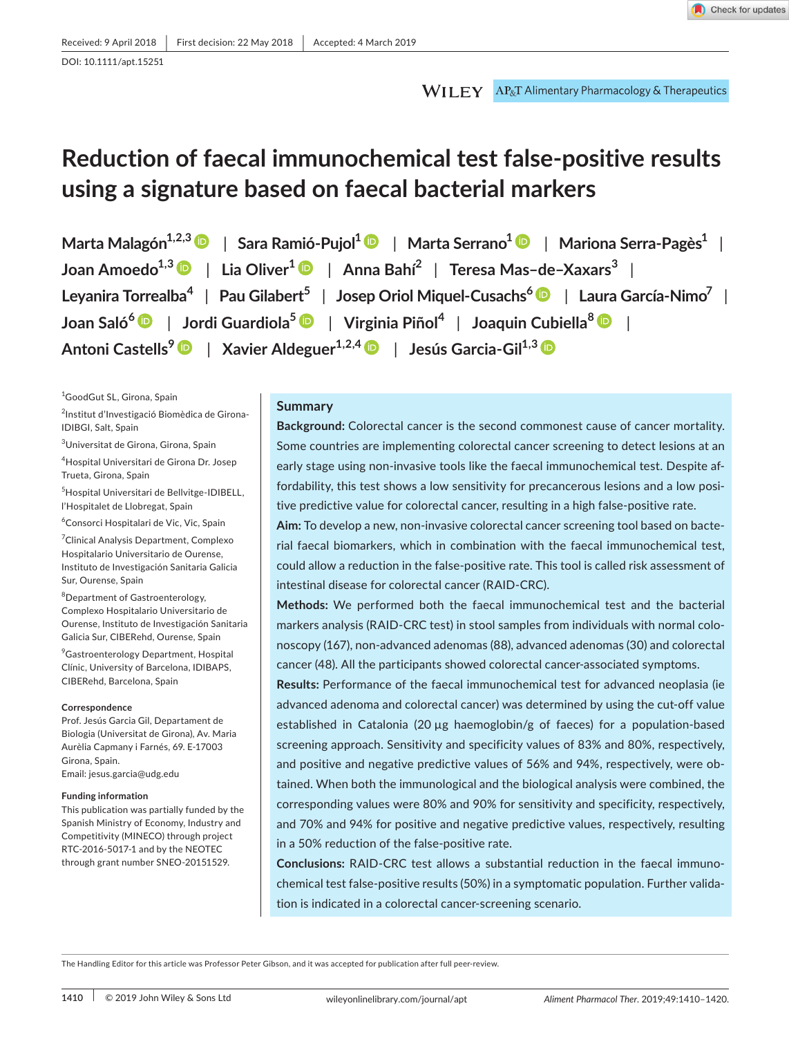Received: 9 April 2018 | First decision: 22 May 2018 | Accepted: 4 March 2019

DOI: 10.1111/apt.15251

# Reduction of faecal immunochemical test false-positive results using a signature based on faecal bacterial markers

Marta Malagón[1,2,3] | Sara Ramió-Pujol[1] | Marta Serrano[1] | Mariona Serra-Pagès[1] | Joan Amoedo[1,3] | Lia Oliver[1] | Anna Bahí[2] | Teresa Mas–de–Xaxars[3] | Leyanira Torrealba[4] | Pau Gilabert[5] | Josep Oriol Miquel-Cusachs[6] | Laura García-Nimo[7] | Joan Saló[6] | Jordi Guardiola[5] | Virginia Piñol[4] | Joaquin Cubiella[8] | Antoni Castells[9] | Xavier Aldeguer[1,2,4] | Jesús Garcia-Gil[1,3]

[1]GoodGut SL, Girona, Spain

[2]Institut d'Investigació Biomèdica de Girona-IDIBGI, Salt, Spain

[3]Universitat de Girona, Girona, Spain

[4]Hospital Universitari de Girona Dr. Josep Trueta, Girona, Spain

[5]Hospital Universitari de Bellvitge-IDIBELL, l'Hospitalet de Llobregat, Spain

[6]Consorci Hospitalari de Vic, Vic, Spain

[7]Clinical Analysis Department, Complexo Hospitalario Universitario de Ourense, Instituto de Investigación Sanitaria Galicia Sur, Ourense, Spain

[8]Department of Gastroenterology, Complexo Hospitalario Universitario de Ourense, Instituto de Investigación Sanitaria Galicia Sur, CIBERehd, Ourense, Spain

[9]Gastroenterology Department, Hospital Clínic, University of Barcelona, IDIBAPS, CIBERehd, Barcelona, Spain

**Correspondence**
Prof. Jesús Garcia Gil, Departament de Biologia (Universitat de Girona), Av. Maria Aurèlia Capmany i Farnés, 69. E-17003 Girona, Spain.
Email: jesus.garcia@udg.edu

**Funding information**
This publication was partially funded by the Spanish Ministry of Economy, Industry and Competitivity (MINECO) through project RTC-2016-5017-1 and by the NEOTEC through grant number SNEO-20151529.

## Summary

**Background:** Colorectal cancer is the second commonest cause of cancer mortality. Some countries are implementing colorectal cancer screening to detect lesions at an early stage using non-invasive tools like the faecal immunochemical test. Despite affordability, this test shows a low sensitivity for precancerous lesions and a low positive predictive value for colorectal cancer, resulting in a high false-positive rate.

**Aim:** To develop a new, non-invasive colorectal cancer screening tool based on bacterial faecal biomarkers, which in combination with the faecal immunochemical test, could allow a reduction in the false-positive rate. This tool is called risk assessment of intestinal disease for colorectal cancer (RAID-CRC).

**Methods:** We performed both the faecal immunochemical test and the bacterial markers analysis (RAID-CRC test) in stool samples from individuals with normal colonoscopy (167), non-advanced adenomas (88), advanced adenomas (30) and colorectal cancer (48). All the participants showed colorectal cancer-associated symptoms.

**Results:** Performance of the faecal immunochemical test for advanced neoplasia (ie advanced adenoma and colorectal cancer) was determined by using the cut-off value established in Catalonia (20 μg haemoglobin/g of faeces) for a population-based screening approach. Sensitivity and specificity values of 83% and 80%, respectively, and positive and negative predictive values of 56% and 94%, respectively, were obtained. When both the immunological and the biological analysis were combined, the corresponding values were 80% and 90% for sensitivity and specificity, respectively, and 70% and 94% for positive and negative predictive values, respectively, resulting in a 50% reduction of the false-positive rate.

**Conclusions:** RAID-CRC test allows a substantial reduction in the faecal immunochemical test false-positive results (50%) in a symptomatic population. Further validation is indicated in a colorectal cancer-screening scenario.

The Handling Editor for this article was Professor Peter Gibson, and it was accepted for publication after full peer-review.

© 2019 John Wiley & Sons Ltd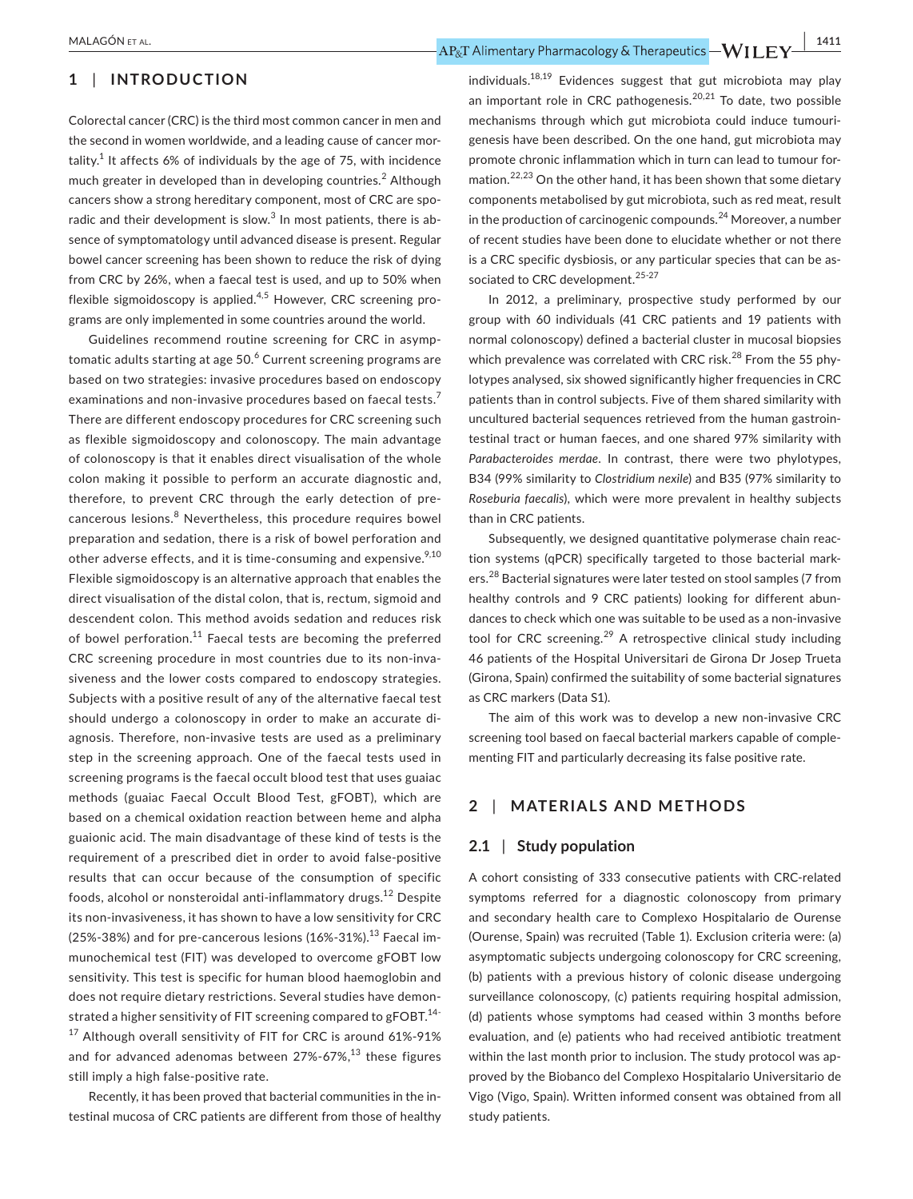## 1 | INTRODUCTION

Colorectal cancer (CRC) is the third most common cancer in men and the second in women worldwide, and a leading cause of cancer mortality.[1] It affects 6% of individuals by the age of 75, with incidence much greater in developed than in developing countries.[2] Although cancers show a strong hereditary component, most of CRC are sporadic and their development is slow.[3] In most patients, there is absence of symptomatology until advanced disease is present. Regular bowel cancer screening has been shown to reduce the risk of dying from CRC by 26%, when a faecal test is used, and up to 50% when flexible sigmoidoscopy is applied.[4,5] However, CRC screening programs are only implemented in some countries around the world.

Guidelines recommend routine screening for CRC in asymptomatic adults starting at age 50.[6] Current screening programs are based on two strategies: invasive procedures based on endoscopy examinations and non-invasive procedures based on faecal tests.[7] There are different endoscopy procedures for CRC screening such as flexible sigmoidoscopy and colonoscopy. The main advantage of colonoscopy is that it enables direct visualisation of the whole colon making it possible to perform an accurate diagnostic and, therefore, to prevent CRC through the early detection of precancerous lesions.[8] Nevertheless, this procedure requires bowel preparation and sedation, there is a risk of bowel perforation and other adverse effects, and it is time-consuming and expensive.[9,10] Flexible sigmoidoscopy is an alternative approach that enables the direct visualisation of the distal colon, that is, rectum, sigmoid and descendent colon. This method avoids sedation and reduces risk of bowel perforation.[11] Faecal tests are becoming the preferred CRC screening procedure in most countries due to its non-invasiveness and the lower costs compared to endoscopy strategies. Subjects with a positive result of any of the alternative faecal test should undergo a colonoscopy in order to make an accurate diagnosis. Therefore, non-invasive tests are used as a preliminary step in the screening approach. One of the faecal tests used in screening programs is the faecal occult blood test that uses guaiac methods (guaiac Faecal Occult Blood Test, gFOBT), which are based on a chemical oxidation reaction between heme and alpha guaionic acid. The main disadvantage of these kind of tests is the requirement of a prescribed diet in order to avoid false-positive results that can occur because of the consumption of specific foods, alcohol or nonsteroidal anti-inflammatory drugs.[12] Despite its non-invasiveness, it has shown to have a low sensitivity for CRC (25%-38%) and for pre-cancerous lesions (16%-31%).[13] Faecal immunochemical test (FIT) was developed to overcome gFOBT low sensitivity. This test is specific for human blood haemoglobin and does not require dietary restrictions. Several studies have demonstrated a higher sensitivity of FIT screening compared to gFOBT.[14-17] Although overall sensitivity of FIT for CRC is around 61%-91% and for advanced adenomas between 27%-67%,[13] these figures still imply a high false-positive rate.

Recently, it has been proved that bacterial communities in the intestinal mucosa of CRC patients are different from those of healthy individuals.[18,19] Evidences suggest that gut microbiota may play an important role in CRC pathogenesis.[20,21] To date, two possible mechanisms through which gut microbiota could induce tumourigenesis have been described. On the one hand, gut microbiota may promote chronic inflammation which in turn can lead to tumour formation.[22,23] On the other hand, it has been shown that some dietary components metabolised by gut microbiota, such as red meat, result in the production of carcinogenic compounds.[24] Moreover, a number of recent studies have been done to elucidate whether or not there is a CRC specific dysbiosis, or any particular species that can be associated to CRC development.[25-27]

In 2012, a preliminary, prospective study performed by our group with 60 individuals (41 CRC patients and 19 patients with normal colonoscopy) defined a bacterial cluster in mucosal biopsies which prevalence was correlated with CRC risk.[28] From the 55 phylotypes analysed, six showed significantly higher frequencies in CRC patients than in control subjects. Five of them shared similarity with uncultured bacterial sequences retrieved from the human gastrointestinal tract or human faeces, and one shared 97% similarity with *Parabacteroides merdae*. In contrast, there were two phylotypes, B34 (99% similarity to *Clostridium nexile*) and B35 (97% similarity to *Roseburia faecalis*), which were more prevalent in healthy subjects than in CRC patients.

Subsequently, we designed quantitative polymerase chain reaction systems (qPCR) specifically targeted to those bacterial markers.[28] Bacterial signatures were later tested on stool samples (7 from healthy controls and 9 CRC patients) looking for different abundances to check which one was suitable to be used as a non-invasive tool for CRC screening.[29] A retrospective clinical study including 46 patients of the Hospital Universitari de Girona Dr Josep Trueta (Girona, Spain) confirmed the suitability of some bacterial signatures as CRC markers (Data S1).

The aim of this work was to develop a new non-invasive CRC screening tool based on faecal bacterial markers capable of complementing FIT and particularly decreasing its false positive rate.

## 2 | MATERIALS AND METHODS

### 2.1 | Study population

A cohort consisting of 333 consecutive patients with CRC-related symptoms referred for a diagnostic colonoscopy from primary and secondary health care to Complexo Hospitalario de Ourense (Ourense, Spain) was recruited (Table 1). Exclusion criteria were: (a) asymptomatic subjects undergoing colonoscopy for CRC screening, (b) patients with a previous history of colonic disease undergoing surveillance colonoscopy, (c) patients requiring hospital admission, (d) patients whose symptoms had ceased within 3 months before evaluation, and (e) patients who had received antibiotic treatment within the last month prior to inclusion. The study protocol was approved by the Biobanco del Complexo Hospitalario Universitario de Vigo (Vigo, Spain). Written informed consent was obtained from all study patients.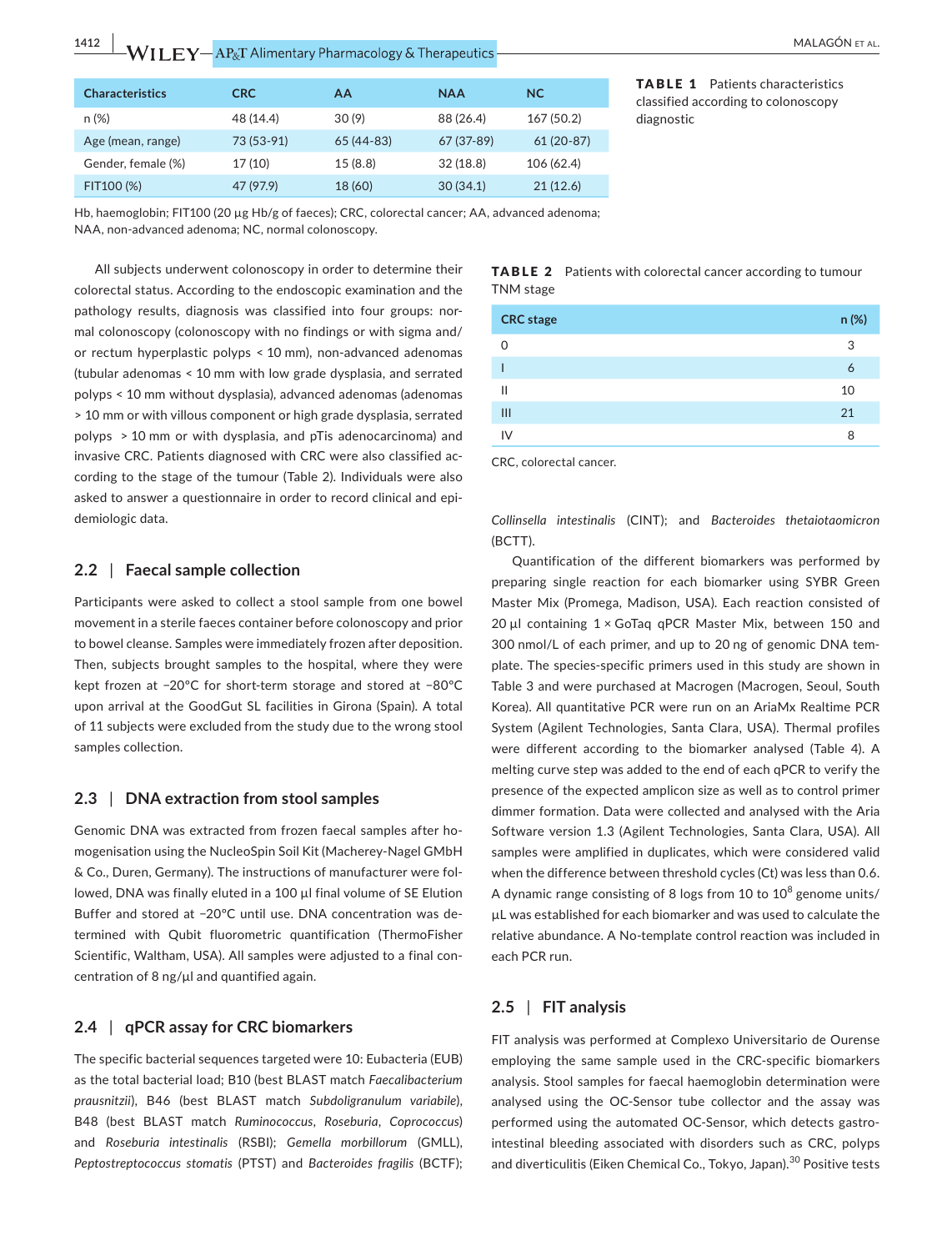| Characteristics | CRC | AA | NAA | NC |
|---|---|---|---|---|
| n (%) | 48 (14.4) | 30 (9) | 88 (26.4) | 167 (50.2) |
| Age (mean, range) | 73 (53-91) | 65 (44-83) | 67 (37-89) | 61 (20-87) |
| Gender, female (%) | 17 (10) | 15 (8.8) | 32 (18.8) | 106 (62.4) |
| FIT100 (%) | 47 (97.9) | 18 (60) | 30 (34.1) | 21 (12.6) |

**TABLE 1** Patients characteristics classified according to colonoscopy diagnostic

Hb, haemoglobin; FIT100 (20 µg Hb/g of faeces); CRC, colorectal cancer; AA, advanced adenoma; NAA, non-advanced adenoma; NC, normal colonoscopy.

All subjects underwent colonoscopy in order to determine their colorectal status. According to the endoscopic examination and the pathology results, diagnosis was classified into four groups: normal colonoscopy (colonoscopy with no findings or with sigma and/or rectum hyperplastic polyps < 10 mm), non-advanced adenomas (tubular adenomas < 10 mm with low grade dysplasia, and serrated polyps < 10 mm without dysplasia), advanced adenomas (adenomas > 10 mm or with villous component or high grade dysplasia, serrated polyps > 10 mm or with dysplasia, and pTis adenocarcinoma) and invasive CRC. Patients diagnosed with CRC were also classified according to the stage of the tumour (Table 2). Individuals were also asked to answer a questionnaire in order to record clinical and epidemiologic data.

## 2.2 | Faecal sample collection

Participants were asked to collect a stool sample from one bowel movement in a sterile faeces container before colonoscopy and prior to bowel cleanse. Samples were immediately frozen after deposition. Then, subjects brought samples to the hospital, where they were kept frozen at −20°C for short-term storage and stored at −80°C upon arrival at the GoodGut SL facilities in Girona (Spain). A total of 11 subjects were excluded from the study due to the wrong stool samples collection.

## 2.3 | DNA extraction from stool samples

Genomic DNA was extracted from frozen faecal samples after homogenisation using the NucleoSpin Soil Kit (Macherey-Nagel GMbH & Co., Duren, Germany). The instructions of manufacturer were followed, DNA was finally eluted in a 100 µl final volume of SE Elution Buffer and stored at −20°C until use. DNA concentration was determined with Qubit fluorometric quantification (ThermoFisher Scientific, Waltham, USA). All samples were adjusted to a final concentration of 8 ng/µl and quantified again.

## 2.4 | qPCR assay for CRC biomarkers

The specific bacterial sequences targeted were 10: Eubacteria (EUB) as the total bacterial load; B10 (best BLAST match *Faecalibacterium prausnitzii*), B46 (best BLAST match *Subdoligranulum variabile*), B48 (best BLAST match *Ruminococcus*, *Roseburia*, *Coprococcus*) and *Roseburia intestinalis* (RSBI); *Gemella morbillorum* (GMLL), *Peptostreptococcus stomatis* (PTST) and *Bacteroides fragilis* (BCTF); *Collinsella intestinalis* (CINT); and *Bacteroides thetaiotaomicron* (BCTT).

**TABLE 2** Patients with colorectal cancer according to tumour TNM stage

| CRC stage | n (%) |
|---|---|
| 0 | 3 |
| I | 6 |
| II | 10 |
| III | 21 |
| IV | 8 |

CRC, colorectal cancer.

Quantification of the different biomarkers was performed by preparing single reaction for each biomarker using SYBR Green Master Mix (Promega, Madison, USA). Each reaction consisted of 20 µl containing 1 × GoTaq qPCR Master Mix, between 150 and 300 nmol/L of each primer, and up to 20 ng of genomic DNA template. The species-specific primers used in this study are shown in Table 3 and were purchased at Macrogen (Macrogen, Seoul, South Korea). All quantitative PCR were run on an AriaMx Realtime PCR System (Agilent Technologies, Santa Clara, USA). Thermal profiles were different according to the biomarker analysed (Table 4). A melting curve step was added to the end of each qPCR to verify the presence of the expected amplicon size as well as to control primer dimmer formation. Data were collected and analysed with the Aria Software version 1.3 (Agilent Technologies, Santa Clara, USA). All samples were amplified in duplicates, which were considered valid when the difference between threshold cycles (Ct) was less than 0.6. A dynamic range consisting of 8 logs from 10 to $10^8$ genome units/µL was established for each biomarker and was used to calculate the relative abundance. A No-template control reaction was included in each PCR run.

## 2.5 | FIT analysis

FIT analysis was performed at Complexo Universitario de Ourense employing the same sample used in the CRC-specific biomarkers analysis. Stool samples for faecal haemoglobin determination were analysed using the OC-Sensor tube collector and the assay was performed using the automated OC-Sensor, which detects gastrointestinal bleeding associated with disorders such as CRC, polyps and diverticulitis (Eiken Chemical Co., Tokyo, Japan).[30] Positive tests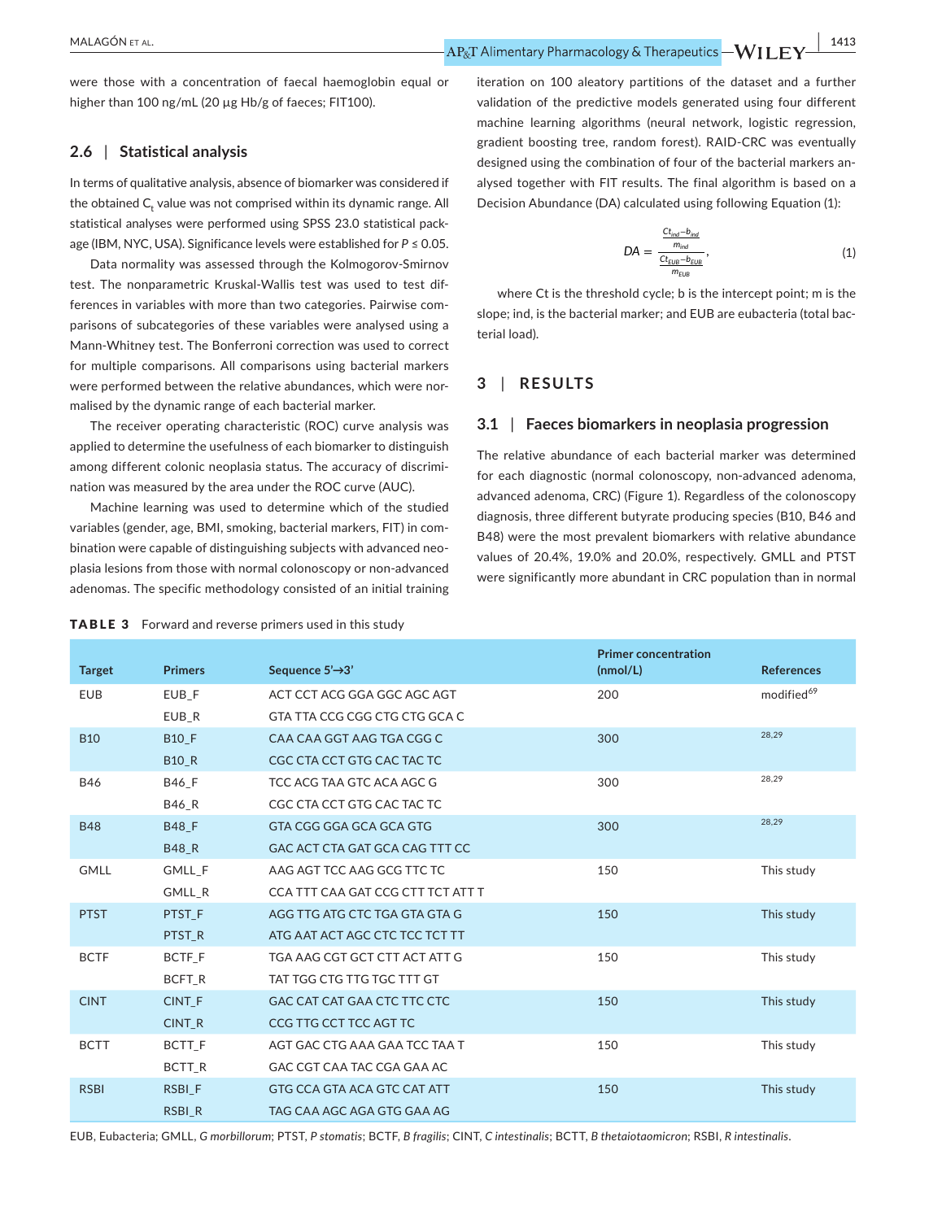were those with a concentration of faecal haemoglobin equal or higher than 100 ng/mL (20 μg Hb/g of faeces; FIT100).

### 2.6 | Statistical analysis

In terms of qualitative analysis, absence of biomarker was considered if the obtained $C_t$ value was not comprised within its dynamic range. All statistical analyses were performed using SPSS 23.0 statistical package (IBM, NYC, USA). Significance levels were established for $P \leq 0.05$.

Data normality was assessed through the Kolmogorov-Smirnov test. The nonparametric Kruskal-Wallis test was used to test differences in variables with more than two categories. Pairwise comparisons of subcategories of these variables were analysed using a Mann-Whitney test. The Bonferroni correction was used to correct for multiple comparisons. All comparisons using bacterial markers were performed between the relative abundances, which were normalised by the dynamic range of each bacterial marker.

The receiver operating characteristic (ROC) curve analysis was applied to determine the usefulness of each biomarker to distinguish among different colonic neoplasia status. The accuracy of discrimination was measured by the area under the ROC curve (AUC).

Machine learning was used to determine which of the studied variables (gender, age, BMI, smoking, bacterial markers, FIT) in combination were capable of distinguishing subjects with advanced neoplasia lesions from those with normal colonoscopy or non-advanced adenomas. The specific methodology consisted of an initial training iteration on 100 aleatory partitions of the dataset and a further validation of the predictive models generated using four different machine learning algorithms (neural network, logistic regression, gradient boosting tree, random forest). RAID-CRC was eventually designed using the combination of four of the bacterial markers analysed together with FIT results. The final algorithm is based on a Decision Abundance (DA) calculated using following Equation (1):

$$DA = \frac{\frac{Ct_{ind} - b_{ind}}{m_{ind}}}{\frac{Ct_{EUB} - b_{EUB}}{m_{EUB}}}, \quad (1)$$

where Ct is the threshold cycle; b is the intercept point; m is the slope; ind, is the bacterial marker; and EUB are eubacteria (total bacterial load).

## 3 | RESULTS

### 3.1 | Faeces biomarkers in neoplasia progression

The relative abundance of each bacterial marker was determined for each diagnostic (normal colonoscopy, non-advanced adenoma, advanced adenoma, CRC) (Figure 1). Regardless of the colonoscopy diagnosis, three different butyrate producing species (B10, B46 and B48) were the most prevalent biomarkers with relative abundance values of 20.4%, 19.0% and 20.0%, respectively. GMLL and PTST were significantly more abundant in CRC population than in normal

**TABLE 3** Forward and reverse primers used in this study

| Target | Primers | Sequence 5′→3′ | Primer concentration (nmol/L) | References |
|---|---|---|---|---|
| EUB | EUB_F | ACT CCT ACG GGA GGC AGC AGT | 200 | modified[69] |
| | EUB_R | GTA TTA CCG CGG CTG CTG GCA C | | |
| B10 | B10_F | CAA CAA GGT AAG TGA CGG C | 300 | [28,29] |
| | B10_R | CGC CTA CCT GTG CAC TAC TC | | |
| B46 | B46_F | TCC ACG TAA GTC ACA AGC G | 300 | [28,29] |
| | B46_R | CGC CTA CCT GTG CAC TAC TC | | |
| B48 | B48_F | GTA CGG GGA GCA GCA GTG | 300 | [28,29] |
| | B48_R | GAC ACT CTA GAT GCA CAG TTT CC | | |
| GMLL | GMLL_F | AAG AGT TCC AAG GCG TTC TC | 150 | This study |
| | GMLL_R | CCA TTT CAA GAT CCG CTT TCT ATT T | | |
| PTST | PTST_F | AGG TTG ATG CTC TGA GTA GTA G | 150 | This study |
| | PTST_R | ATG AAT ACT AGC CTC TCC TCT TT | | |
| BCTF | BCTF_F | TGA AAG CGT GCT CTT ACT ATT G | 150 | This study |
| | BCFT_R | TAT TGG CTG TTG TGC TTT GT | | |
| CINT | CINT_F | GAC CAT CAT GAA CTC TTC CTC | 150 | This study |
| | CINT_R | CCG TTG CCT TCC AGT TC | | |
| BCTT | BCTT_F | AGT GAC CTG AAA GAA TCC TAA T | 150 | This study |
| | BCTT_R | GAC CGT CAA TAC CGA GAA AC | | |
| RSBI | RSBI_F | GTG CCA GTA ACA GTC CAT ATT | 150 | This study |
| | RSBI_R | TAG CAA AGC AGA GTG GAA AG | | |

EUB, Eubacteria; GMLL, *G morbillorum*; PTST, *P stomatis*; BCTF, *B fragilis*; CINT, *C intestinalis*; BCTT, *B thetaiotaomicron*; RSBI, *R intestinalis*.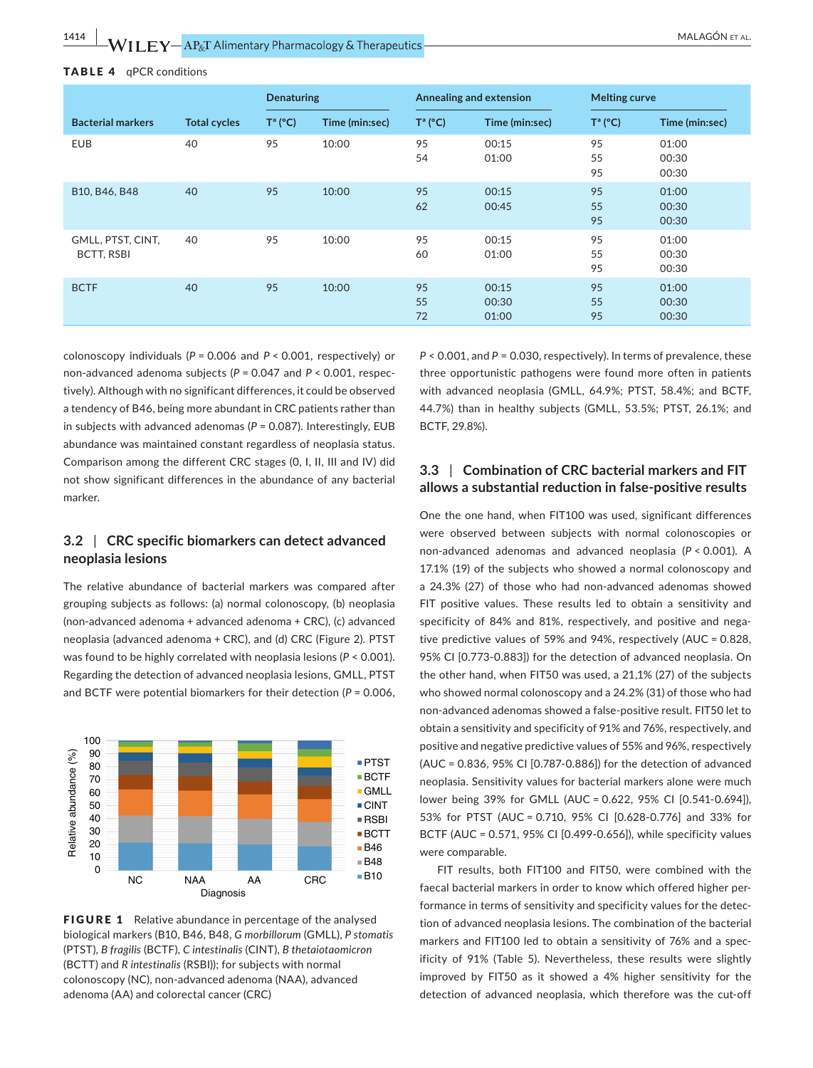**TABLE 4** qPCR conditions

| Bacterial markers | Total cycles | Denaturing | | Annealing and extension | | Melting curve | |
|---|---|---|---|---|---|---|---|
| | | Tª (°C) | Time (min:sec) | Tª (°C) | Time (min:sec) | Tª (°C) | Time (min:sec) |
| EUB | 40 | 95 | 10:00 | 95<br>54 | 00:15<br>01:00 | 95<br>55<br>95 | 01:00<br>00:30<br>00:30 |
| B10, B46, B48 | 40 | 95 | 10:00 | 95<br>62 | 00:15<br>00:45 | 95<br>55<br>95 | 01:00<br>00:30<br>00:30 |
| GMLL, PTST, CINT, BCTT, RSBI | 40 | 95 | 10:00 | 95<br>60 | 00:15<br>01:00 | 95<br>55<br>95 | 01:00<br>00:30<br>00:30 |
| BCTF | 40 | 95 | 10:00 | 95<br>55<br>72 | 00:15<br>00:30<br>01:00 | 95<br>55<br>95 | 01:00<br>00:30<br>00:30 |

colonoscopy individuals ($P = 0.006$ and $P < 0.001$, respectively) or non-advanced adenoma subjects ($P = 0.047$ and $P < 0.001$, respectively). Although with no significant differences, it could be observed a tendency of B46, being more abundant in CRC patients rather than in subjects with advanced adenomas ($P = 0.087$). Interestingly, EUB abundance was maintained constant regardless of neoplasia status. Comparison among the different CRC stages (0, I, II, III and IV) did not show significant differences in the abundance of any bacterial marker.

## 3.2 | CRC specific biomarkers can detect advanced neoplasia lesions

The relative abundance of bacterial markers was compared after grouping subjects as follows: (a) normal colonoscopy, (b) neoplasia (non-advanced adenoma + advanced adenoma + CRC), (c) advanced neoplasia (advanced adenoma + CRC), and (d) CRC (Figure 2). PTST was found to be highly correlated with neoplasia lesions ($P < 0.001$). Regarding the detection of advanced neoplasia lesions, GMLL, PTST and BCTF were potential biomarkers for their detection ($P = 0.006$, $P < 0.001$, and $P = 0.030$, respectively). In terms of prevalence, these three opportunistic pathogens were found more often in patients with advanced neoplasia (GMLL, 64.9%; PTST, 58.4%; and BCTF, 44.7%) than in healthy subjects (GMLL, 53.5%; PTST, 26.1%; and BCTF, 29.8%).

Relative abundance (%)
100
90
80
70
60
50
40
30
20
10
0
NC
NAA
AA
CRC
Diagnosis
PTST
BCTF
GMLL
CINT
RSBI
BCTT
B46
B48
B10

**FIGURE 1** Relative abundance in percentage of the analysed biological markers (B10, B46, B48, *G morbillorum* (GMLL), *P stomatis* (PTST), *B fragilis* (BCTF), *C intestinalis* (CINT), *B thetaiotaomicron* (BCTT) and *R intestinalis* (RSBI)); for subjects with normal colonoscopy (NC), non-advanced adenoma (NAA), advanced adenoma (AA) and colorectal cancer (CRC)

## 3.3 | Combination of CRC bacterial markers and FIT allows a substantial reduction in false-positive results

One the one hand, when FIT100 was used, significant differences were observed between subjects with normal colonoscopies or non-advanced adenomas and advanced neoplasia ($P < 0.001$). A 17.1% (19) of the subjects who showed a normal colonoscopy and a 24.3% (27) of those who had non-advanced adenomas showed FIT positive values. These results led to a sensitivity and specificity of 84% and 81%, respectively, and positive and negative predictive values of 59% and 94%, respectively (AUC = 0.828, 95% CI [0.773-0.883]) for the detection of advanced neoplasia. On the other hand, when FIT50 was used, a 21,1% (27) of the subjects who showed normal colonoscopy and a 24.2% (31) of those who had non-advanced adenomas showed a false-positive result. FIT50 let to obtain a sensitivity and specificity of 91% and 76%, respectively, and positive and negative predictive values of 55% and 96%, respectively (AUC = 0.836, 95% CI [0.787-0.886]) for the detection of advanced neoplasia. Sensitivity values for bacterial markers alone were much lower being 39% for GMLL (AUC = 0.622, 95% CI [0.541-0.694]), 53% for PTST (AUC = 0.710, 95% CI [0.628-0.776] and 33% for BCTF (AUC = 0.571, 95% CI [0.499-0.656]), while specificity values were comparable.

FIT results, both FIT100 and FIT50, were combined with the faecal bacterial markers in order to know which offered higher performance in terms of sensitivity and specificity values for the detection of advanced neoplasia lesions. The combination of the bacterial markers and FIT100 led to obtain a sensitivity of 76% and a specificity of 91% (Table 5). Nevertheless, these results were slightly improved by FIT50 as it showed a 4% higher sensitivity for the detection of advanced neoplasia, which therefore was the cut-off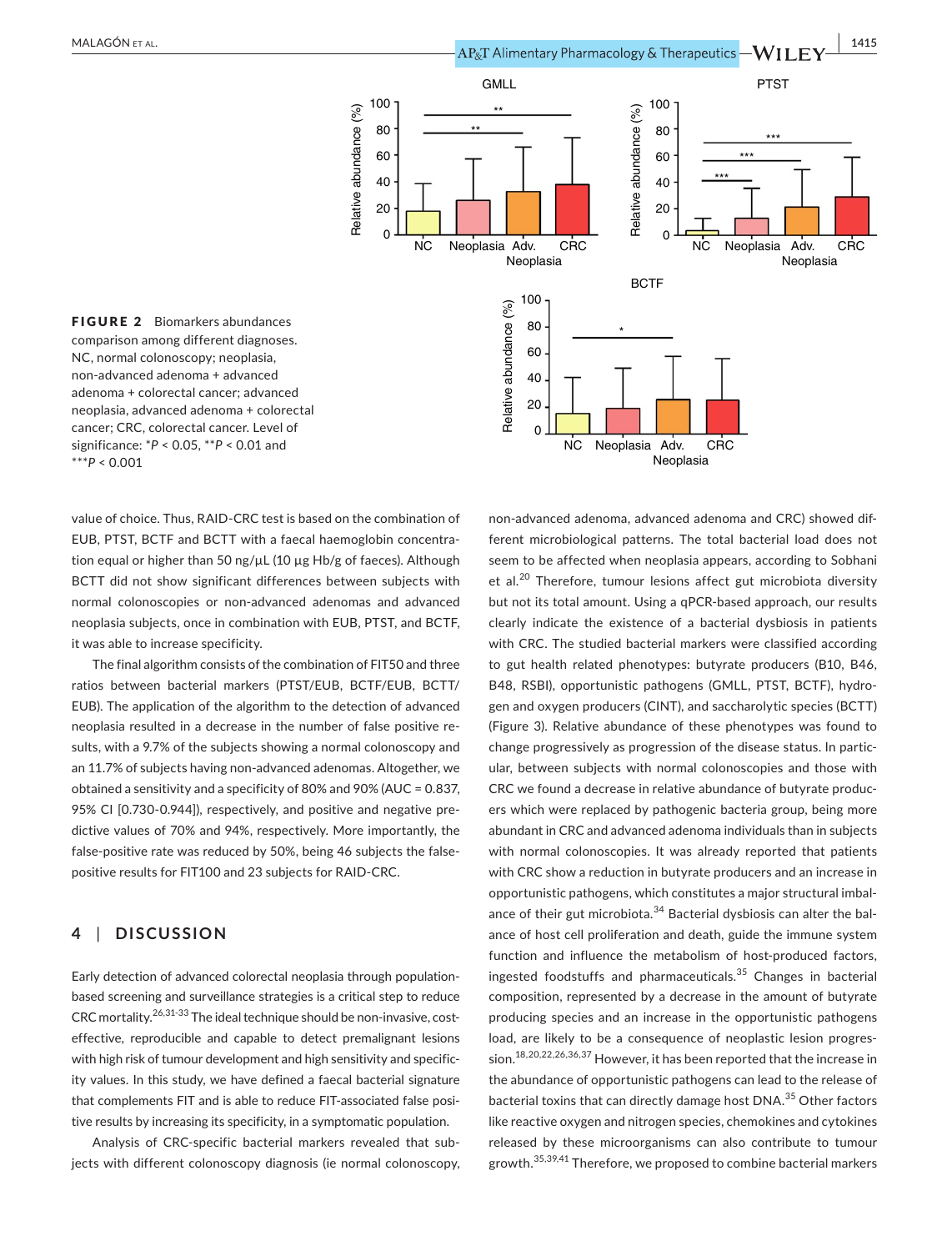GMLL

100
80
60
40
20
0

Relative abundance (%)

**
**

NC Neoplasia Adv. Neoplasia CRC

PTST

100
80
60
40
20
0

Relative abundance (%)

***
***
***

NC Neoplasia Adv. Neoplasia CRC

BCTF

100
80
60
40
20
0

Relative abundance (%)

*

NC Neoplasia Adv. Neoplasia CRC

**FIGURE 2** Biomarkers abundances comparison among different diagnoses. NC, normal colonoscopy; neoplasia, non-advanced adenoma + advanced adenoma + colorectal cancer; advanced neoplasia, advanced adenoma + colorectal cancer; CRC, colorectal cancer. Level of significance: \**P* < 0.05, \*\**P* < 0.01 and \*\*\**P* < 0.001

value of choice. Thus, RAID-CRC test is based on the combination of EUB, PTST, BCTF and BCTT with a faecal haemoglobin concentration equal or higher than 50 ng/µL (10 µg Hb/g of faeces). Although BCTT did not show significant differences between subjects with normal colonoscopies or non-advanced adenomas and advanced neoplasia subjects, once in combination with EUB, PTST, and BCTF, it was able to increase specificity.

The final algorithm consists of the combination of FIT50 and three ratios between bacterial markers (PTST/EUB, BCTF/EUB, BCTT/EUB). The application of the algorithm to the detection of advanced neoplasia resulted in a decrease in the number of false positive results, with a 9.7% of the subjects showing a normal colonoscopy and an 11.7% of subjects having non-advanced adenomas. Altogether, we obtained a sensitivity and a specificity of 80% and 90% (AUC = 0.837, 95% CI [0.730-0.944]), respectively, and positive and negative predictive values of 70% and 94%, respectively. More importantly, the false-positive rate was reduced by 50%, being 46 subjects the false-positive results for FIT100 and 23 subjects for RAID-CRC.

## 4 | DISCUSSION

Early detection of advanced colorectal neoplasia through population-based screening and surveillance strategies is a critical step to reduce CRC mortality.[26,31-33] The ideal technique should be non-invasive, cost-effective, reproducible and capable to detect premalignant lesions with high risk of tumour development and high sensitivity and specificity values. In this study, we have defined a faecal bacterial signature that complements FIT and is able to reduce FIT-associated false positive results by increasing its specificity, in a symptomatic population.

Analysis of CRC-specific bacterial markers revealed that subjects with different colonoscopy diagnosis (ie normal colonoscopy, non-advanced adenoma, advanced adenoma and CRC) showed different microbiological patterns. The total bacterial load does not seem to be affected when neoplasia appears, according to Sobhani et al.[20] Therefore, tumour lesions affect gut microbiota diversity but not its total amount. Using a qPCR-based approach, our results clearly indicate the existence of a bacterial dysbiosis in patients with CRC. The studied bacterial markers were classified according to gut health related phenotypes: butyrate producers (B10, B46, B48, RSBI), opportunistic pathogens (GMLL, PTST, BCTF), hydrogen and oxygen producers (CINT), and saccharolytic species (BCTT) (Figure 3). Relative abundance of these phenotypes was found to change progressively as progression of the disease status. In particular, between subjects with normal colonoscopies and those with CRC we found a decrease in relative abundance of butyrate producers which were replaced by pathogenic bacteria group, being more abundant in CRC and advanced adenoma individuals than in subjects with normal colonoscopies. It was already reported that patients with CRC show a reduction in butyrate producers and an increase in opportunistic pathogens, which constitutes a major structural imbalance of their gut microbiota.[34] Bacterial dysbiosis can alter the balance of host cell proliferation and death, guide the immune system function and influence the metabolism of host-produced factors, ingested foodstuffs and pharmaceuticals.[35] Changes in bacterial composition, represented by a decrease in the amount of butyrate producing species and an increase in the opportunistic pathogens load, are likely to be a consequence of neoplastic lesion progression.[18,20,22,26,36,37] However, it has been reported that the increase in the abundance of opportunistic pathogens can lead to the release of bacterial toxins that can directly damage host DNA.[35] Other factors like reactive oxygen and nitrogen species, chemokines and cytokines released by these microorganisms can also contribute to tumour growth.[35,39,41] Therefore, we proposed to combine bacterial markers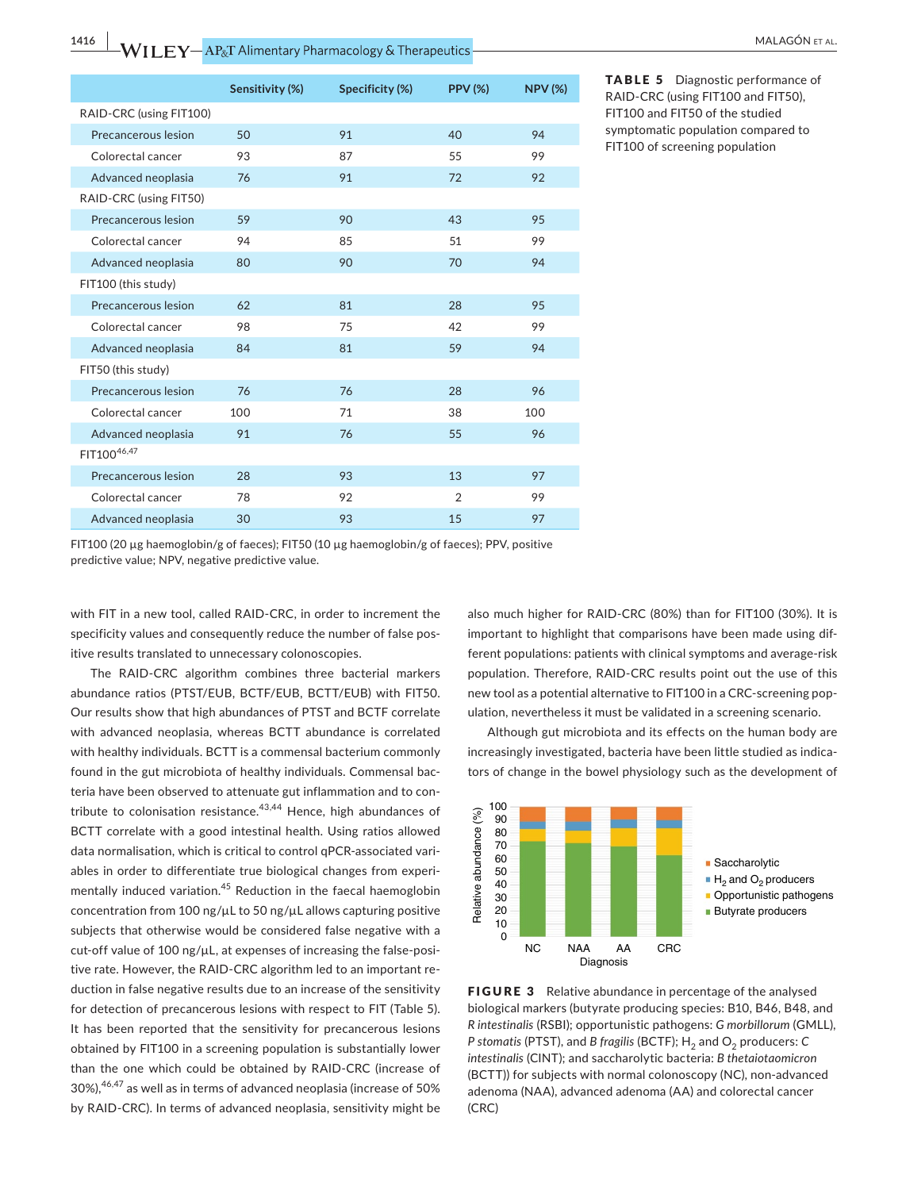**TABLE 5** Diagnostic performance of RAID-CRC (using FIT100 and FIT50), FIT100 and FIT50 of the studied symptomatic population compared to FIT100 of screening population

| | Sensitivity (%) | Specificity (%) | PPV (%) | NPV (%) |
|---|---|---|---|---|
| RAID-CRC (using FIT100) | | | | |
| Precancerous lesion | 50 | 91 | 40 | 94 |
| Colorectal cancer | 93 | 87 | 55 | 99 |
| Advanced neoplasia | 76 | 91 | 72 | 92 |
| RAID-CRC (using FIT50) | | | | |
| Precancerous lesion | 59 | 90 | 43 | 95 |
| Colorectal cancer | 94 | 85 | 51 | 99 |
| Advanced neoplasia | 80 | 90 | 70 | 94 |
| FIT100 (this study) | | | | |
| Precancerous lesion | 62 | 81 | 28 | 95 |
| Colorectal cancer | 98 | 75 | 42 | 99 |
| Advanced neoplasia | 84 | 81 | 59 | 94 |
| FIT50 (this study) | | | | |
| Precancerous lesion | 76 | 76 | 28 | 96 |
| Colorectal cancer | 100 | 71 | 38 | 100 |
| Advanced neoplasia | 91 | 76 | 55 | 96 |
| FIT100[46,47] | | | | |
| Precancerous lesion | 28 | 93 | 13 | 97 |
| Colorectal cancer | 78 | 92 | 2 | 99 |
| Advanced neoplasia | 30 | 93 | 15 | 97 |

FIT100 (20 µg haemoglobin/g of faeces); FIT50 (10 µg haemoglobin/g of faeces); PPV, positive predictive value; NPV, negative predictive value.

with FIT in a new tool, called RAID-CRC, in order to increment the specificity values and consequently reduce the number of false positive results translated to unnecessary colonoscopies.

The RAID-CRC algorithm combines three bacterial markers abundance ratios (PTST/EUB, BCTF/EUB, BCTT/EUB) with FIT50. Our results show that high abundances of PTST and BCTF correlate with advanced neoplasia, whereas BCTT abundance is correlated with healthy individuals. BCTT is a commensal bacterium commonly found in the gut microbiota of healthy individuals. Commensal bacteria have been observed to attenuate gut inflammation and to contribute to colonisation resistance.[43,44] Hence, high abundances of BCTT correlate with a good intestinal health. Using ratios allowed data normalisation, which is critical to control qPCR-associated variables in order to differentiate true biological changes from experimentally induced variation.[45] Reduction in the faecal haemoglobin concentration from 100 ng/µL to 50 ng/µL allows capturing positive subjects that otherwise would be considered false negative with a cut-off value of 100 ng/µL, at expenses of increasing the false-positive rate. However, the RAID-CRC algorithm led to an important reduction in false negative results due to an increase of the sensitivity for detection of precancerous lesions with respect to FIT (Table 5). It has been reported that the sensitivity for precancerous lesions obtained by FIT100 in a screening population is substantially lower than the one which could be obtained by RAID-CRC (increase of 30%),[46,47] as well as in terms of advanced neoplasia (increase of 50% by RAID-CRC). In terms of advanced neoplasia, sensitivity might be also much higher for RAID-CRC (80%) than for FIT100 (30%). It is important to highlight that comparisons have been made using different populations: patients with clinical symptoms and average-risk population. Therefore, RAID-CRC results point out the use of this new tool as a potential alternative to FIT100 in a CRC-screening population, nevertheless it must be validated in a screening scenario.

Although gut microbiota and its effects on the human body are increasingly investigated, bacteria have been little studied as indicators of change in the bowel physiology such as the development of

Relative abundance (%)
100
90
80
70
60
50
40
30
20
10
0
NC
NAA
AA
CRC
Diagnosis
Saccharolytic
$H_2$ and $O_2$ producers
Opportunistic pathogens
Butyrate producers

**FIGURE 3** Relative abundance in percentage of the analysed biological markers (butyrate producing species: B10, B46, B48, and *R intestinalis* (RSBI); opportunistic pathogens: *G morbillorum* (GMLL), *P stomatis* (PTST), and *B fragilis* (BCTF); $H_2$ and $O_2$ producers: *C intestinalis* (CINT); and saccharolytic bacteria: *B thetaiotaomicron* (BCTT)) for subjects with normal colonoscopy (NC), non-advanced adenoma (NAA), advanced adenoma (AA) and colorectal cancer (CRC)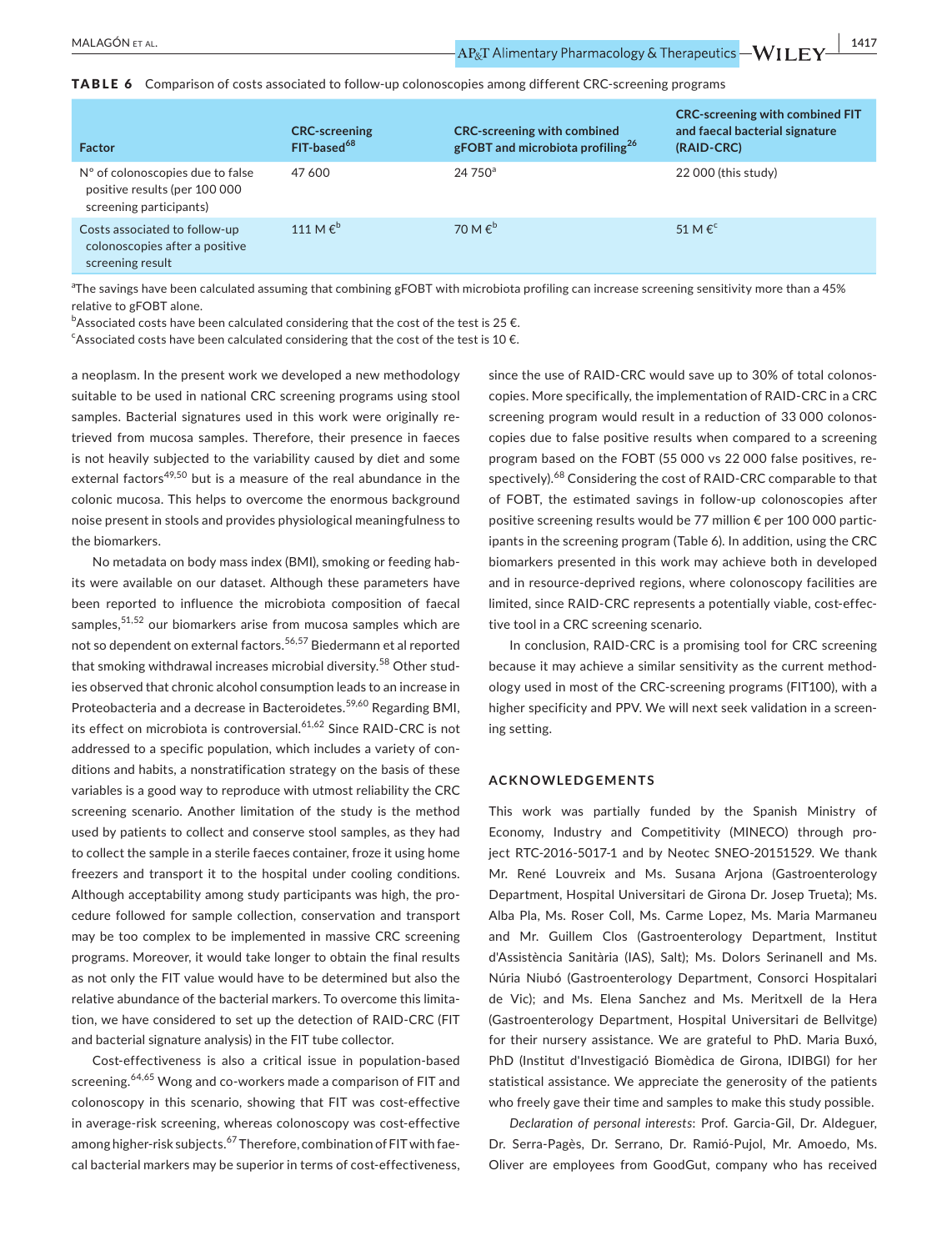**TABLE 6** Comparison of costs associated to follow-up colonoscopies among different CRC-screening programs

| Factor | CRC-screening FIT-based[68] | CRC-screening with combined gFOBT and microbiota profiling[26] | CRC-screening with combined FIT and faecal bacterial signature (RAID-CRC) |
|---|---|---|---|
| N° of colonoscopies due to false positive results (per 100 000 screening participants) | 47 600 | 24 750[a] | 22 000 (this study) |
| Costs associated to follow-up colonoscopies after a positive screening result | 111 M €[b] | 70 M €[b] | 51 M €[c] |

[a]The savings have been calculated assuming that combining gFOBT with microbiota profiling can increase screening sensitivity more than a 45% relative to gFOBT alone.

[b]Associated costs have been calculated considering that the cost of the test is 25 €.

[c]Associated costs have been calculated considering that the cost of the test is 10 €.

a neoplasm. In the present work we developed a new methodology suitable to be used in national CRC screening programs using stool samples. Bacterial signatures used in this work were originally retrieved from mucosa samples. Therefore, their presence in faeces is not heavily subjected to the variability caused by diet and some external factors[49,50] but is a measure of the real abundance in the colonic mucosa. This helps to overcome the enormous background noise present in stools and provides physiological meaningfulness to the biomarkers.

No metadata on body mass index (BMI), smoking or feeding habits were available on our dataset. Although these parameters have been reported to influence the microbiota composition of faecal samples,[51,52] our biomarkers arise from mucosa samples which are not so dependent on external factors.[56,57] Biedermann et al reported that smoking withdrawal increases microbial diversity.[58] Other studies observed that chronic alcohol consumption leads to an increase in Proteobacteria and a decrease in Bacteroidetes.[59,60] Regarding BMI, its effect on microbiota is controversial.[61,62] Since RAID-CRC is not addressed to a specific population, which includes a variety of conditions and habits, a nonstratification strategy on the basis of these variables is a good way to reproduce with utmost reliability the CRC screening scenario. Another limitation of the study is the method used by patients to collect and conserve stool samples, as they had to collect the sample in a sterile faeces container, froze it using home freezers and transport it to the hospital under cooling conditions. Although acceptability among study participants was high, the procedure followed for sample collection, conservation and transport may be too complex to be implemented in massive CRC screening programs. Moreover, it would take longer to obtain the final results as not only the FIT value would have to be determined but also the relative abundance of the bacterial markers. To overcome this limitation, we have considered to set up the detection of RAID-CRC (FIT and bacterial signature analysis) in the FIT tube collector.

Cost-effectiveness is also a critical issue in population-based screening.[64,65] Wong and co-workers made a comparison of FIT and colonoscopy in this scenario, showing that FIT was cost-effective in average-risk screening, whereas colonoscopy was cost-effective among higher-risk subjects.[67] Therefore, combination of FIT with faecal bacterial markers may be superior in terms of cost-effectiveness, since the use of RAID-CRC would save up to 30% of total colonoscopies. More specifically, the implementation of RAID-CRC in a CRC screening program would result in a reduction of 33 000 colonoscopies due to false positive results when compared to a screening program based on the FOBT (55 000 vs 22 000 false positives, respectively).[68] Considering the cost of RAID-CRC comparable to that of FOBT, the estimated savings in follow-up colonoscopies after positive screening results would be 77 million € per 100 000 participants in the screening program (Table 6). In addition, using the CRC biomarkers presented in this work may achieve both in developed and in resource-deprived regions, where colonoscopy facilities are limited, since RAID-CRC represents a potentially viable, cost-effective tool in a CRC screening scenario.

In conclusion, RAID-CRC is a promising tool for CRC screening because it may achieve a similar sensitivity as the current methodology used in most of the CRC-screening programs (FIT100), with a higher specificity and PPV. We will next seek validation in a screening setting.

## ACKNOWLEDGEMENTS

This work was partially funded by the Spanish Ministry of Economy, Industry and Competitivity (MINECO) through project RTC-2016-5017-1 and by Neotec SNEO-20151529. We thank Mr. René Louvreix and Ms. Susana Arjona (Gastroenterology Department, Hospital Universitari de Girona Dr. Josep Trueta); Ms. Alba Pla, Ms. Roser Coll, Ms. Carme Lopez, Ms. Maria Marmaneu and Mr. Guillem Clos (Gastroenterology Department, Institut d'Assistència Sanitària (IAS), Salt); Ms. Dolors Serinanell and Ms. Núria Niubó (Gastroenterology Department, Consorci Hospitalari de Vic); and Ms. Elena Sanchez and Ms. Meritxell de la Hera (Gastroenterology Department, Hospital Universitari de Bellvitge) for their nursery assistance. We are grateful to PhD. Maria Buxó, PhD (Institut d'Investigació Biomèdica de Girona, IDIBGI) for her statistical assistance. We appreciate the generosity of the patients who freely gave their time and samples to make this study possible.

*Declaration of personal interests*: Prof. Garcia-Gil, Dr. Aldeguer, Dr. Serra-Pagès, Dr. Serrano, Dr. Ramió-Pujol, Mr. Amoedo, Ms. Oliver are employees from GoodGut, company who has received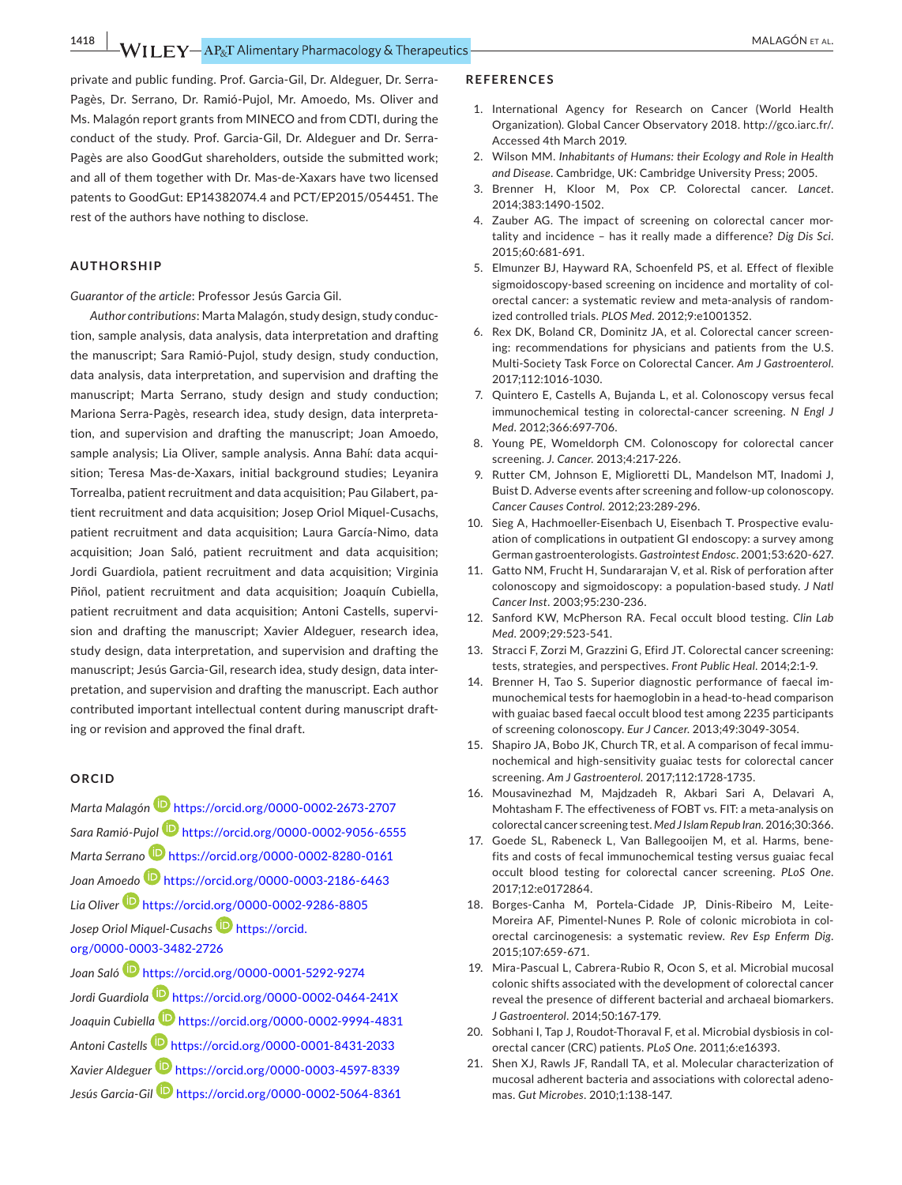private and public funding. Prof. Garcia-Gil, Dr. Aldeguer, Dr. Serra-Pagès, Dr. Serrano, Dr. Ramió-Pujol, Mr. Amoedo, Ms. Oliver and Ms. Malagón report grants from MINECO and from CDTI, during the conduct of the study. Prof. Garcia-Gil, Dr. Aldeguer and Dr. Serra-Pagès are also GoodGut shareholders, outside the submitted work; and all of them together with Dr. Mas-de-Xaxars have two licensed patents to GoodGut: EP14382074.4 and PCT/EP2015/054451. The rest of the authors have nothing to disclose.

## AUTHORSHIP

*Guarantor of the article*: Professor Jesús Garcia Gil.

*Author contributions*: Marta Malagón, study design, study conduction, sample analysis, data analysis, data interpretation and drafting the manuscript; Sara Ramió-Pujol, study design, study conduction, data analysis, data interpretation, and supervision and drafting the manuscript; Marta Serrano, study design and study conduction; Mariona Serra-Pagès, research idea, study design, data interpretation, and supervision and drafting the manuscript; Joan Amoedo, sample analysis; Lia Oliver, sample analysis. Anna Bahí: data acquisition; Teresa Mas-de-Xaxars, initial background studies; Leyanira Torrealba, patient recruitment and data acquisition; Pau Gilabert, patient recruitment and data acquisition; Josep Oriol Miquel-Cusachs, patient recruitment and data acquisition; Laura García-Nimo, data acquisition; Joan Saló, patient recruitment and data acquisition; Jordi Guardiola, patient recruitment and data acquisition; Virginia Piñol, patient recruitment and data acquisition; Joaquín Cubiella, patient recruitment and data acquisition; Antoni Castells, supervision and drafting the manuscript; Xavier Aldeguer, research idea, study design, data interpretation, and supervision and drafting the manuscript; Jesús Garcia-Gil, research idea, study design, data interpretation, and supervision and drafting the manuscript. Each author contributed important intellectual content during manuscript drafting or revision and approved the final draft.

## ORCID

*Marta Malagón* https://orcid.org/0000-0002-2673-2707
*Sara Ramió-Pujol* https://orcid.org/0000-0002-9056-6555
*Marta Serrano* https://orcid.org/0000-0002-8280-0161
*Joan Amoedo* https://orcid.org/0000-0003-2186-6463
*Lia Oliver* https://orcid.org/0000-0002-9286-8805
*Josep Oriol Miquel-Cusachs* https://orcid.org/0000-0003-3482-2726
*Joan Saló* https://orcid.org/0000-0001-5292-9274
*Jordi Guardiola* https://orcid.org/0000-0002-0464-241X
*Joaquin Cubiella* https://orcid.org/0000-0002-9994-4831
*Antoni Castells* https://orcid.org/0000-0001-8431-2033
*Xavier Aldeguer* https://orcid.org/0000-0003-4597-8339
*Jesús Garcia-Gil* https://orcid.org/0000-0002-5064-8361

## REFERENCES

1. International Agency for Research on Cancer (World Health Organization). Global Cancer Observatory 2018. http://gco.iarc.fr/. Accessed 4th March 2019.
2. Wilson MM. *Inhabitants of Humans: their Ecology and Role in Health and Disease*. Cambridge, UK: Cambridge University Press; 2005.
3. Brenner H, Kloor M, Pox CP. Colorectal cancer. *Lancet*. 2014;383:1490-1502.
4. Zauber AG. The impact of screening on colorectal cancer mortality and incidence – has it really made a difference? *Dig Dis Sci*. 2015;60:681-691.
5. Elmunzer BJ, Hayward RA, Schoenfeld PS, et al. Effect of flexible sigmoidoscopy-based screening on incidence and mortality of colorectal cancer: a systematic review and meta-analysis of randomized controlled trials. *PLOS Med*. 2012;9:e1001352.
6. Rex DK, Boland CR, Dominitz JA, et al. Colorectal cancer screening: recommendations for physicians and patients from the U.S. Multi-Society Task Force on Colorectal Cancer. *Am J Gastroenterol*. 2017;112:1016-1030.
7. Quintero E, Castells A, Bujanda L, et al. Colonoscopy versus fecal immunochemical testing in colorectal-cancer screening. *N Engl J Med*. 2012;366:697-706.
8. Young PE, Womeldorph CM. Colonoscopy for colorectal cancer screening. *J. Cancer*. 2013;4:217-226.
9. Rutter CM, Johnson E, Miglioretti DL, Mandelson MT, Inadomi J, Buist D. Adverse events after screening and follow-up colonoscopy. *Cancer Causes Control*. 2012;23:289-296.
10. Sieg A, Hachmoeller-Eisenbach U, Eisenbach T. Prospective evaluation of complications in outpatient GI endoscopy: a survey among German gastroenterologists. *Gastrointest Endosc*. 2001;53:620-627.
11. Gatto NM, Frucht H, Sundararajan V, et al. Risk of perforation after colonoscopy and sigmoidoscopy: a population-based study. *J Natl Cancer Inst*. 2003;95:230-236.
12. Sanford KW, McPherson RA. Fecal occult blood testing. *Clin Lab Med*. 2009;29:523-541.
13. Stracci F, Zorzi M, Grazzini G, Efird JT. Colorectal cancer screening: tests, strategies, and perspectives. *Front Public Heal*. 2014;2:1-9.
14. Brenner H, Tao S. Superior diagnostic performance of faecal immunochemical tests for haemoglobin in a head-to-head comparison with guaiac based faecal occult blood test among 2235 participants of screening colonoscopy. *Eur J Cancer*. 2013;49:3049-3054.
15. Shapiro JA, Bobo JK, Church TR, et al. A comparison of fecal immunochemical and high-sensitivity guaiac tests for colorectal cancer screening. *Am J Gastroenterol*. 2017;112:1728-1735.
16. Mousavinezhad M, Majdzadeh R, Akbari Sari A, Delavari A, Mohtasham F. The effectiveness of FOBT vs. FIT: a meta-analysis on colorectal cancer screening test. *Med J Islam Repub Iran*. 2016;30:366.
17. Goede SL, Rabeneck L, Van Ballegooijen M, et al. Harms, benefits and costs of fecal immunochemical testing versus guaiac fecal occult blood testing for colorectal cancer screening. *PLoS One*. 2017;12:e0172864.
18. Borges-Canha M, Portela-Cidade JP, Dinis-Ribeiro M, Leite-Moreira AF, Pimentel-Nunes P. Role of colonic microbiota in colorectal carcinogenesis: a systematic review. *Rev Esp Enferm Dig*. 2015;107:659-671.
19. Mira-Pascual L, Cabrera-Rubio R, Ocon S, et al. Microbial mucosal colonic shifts associated with the development of colorectal cancer reveal the presence of different bacterial and archaeal biomarkers. *J Gastroenterol*. 2014;50:167-179.
20. Sobhani I, Tap J, Roudot-Thoraval F, et al. Microbial dysbiosis in colorectal cancer (CRC) patients. *PLoS One*. 2011;6:e16393.
21. Shen XJ, Rawls JF, Randall TA, et al. Molecular characterization of mucosal adherent bacteria and associations with colorectal adenomas. *Gut Microbes*. 2010;1:138-147.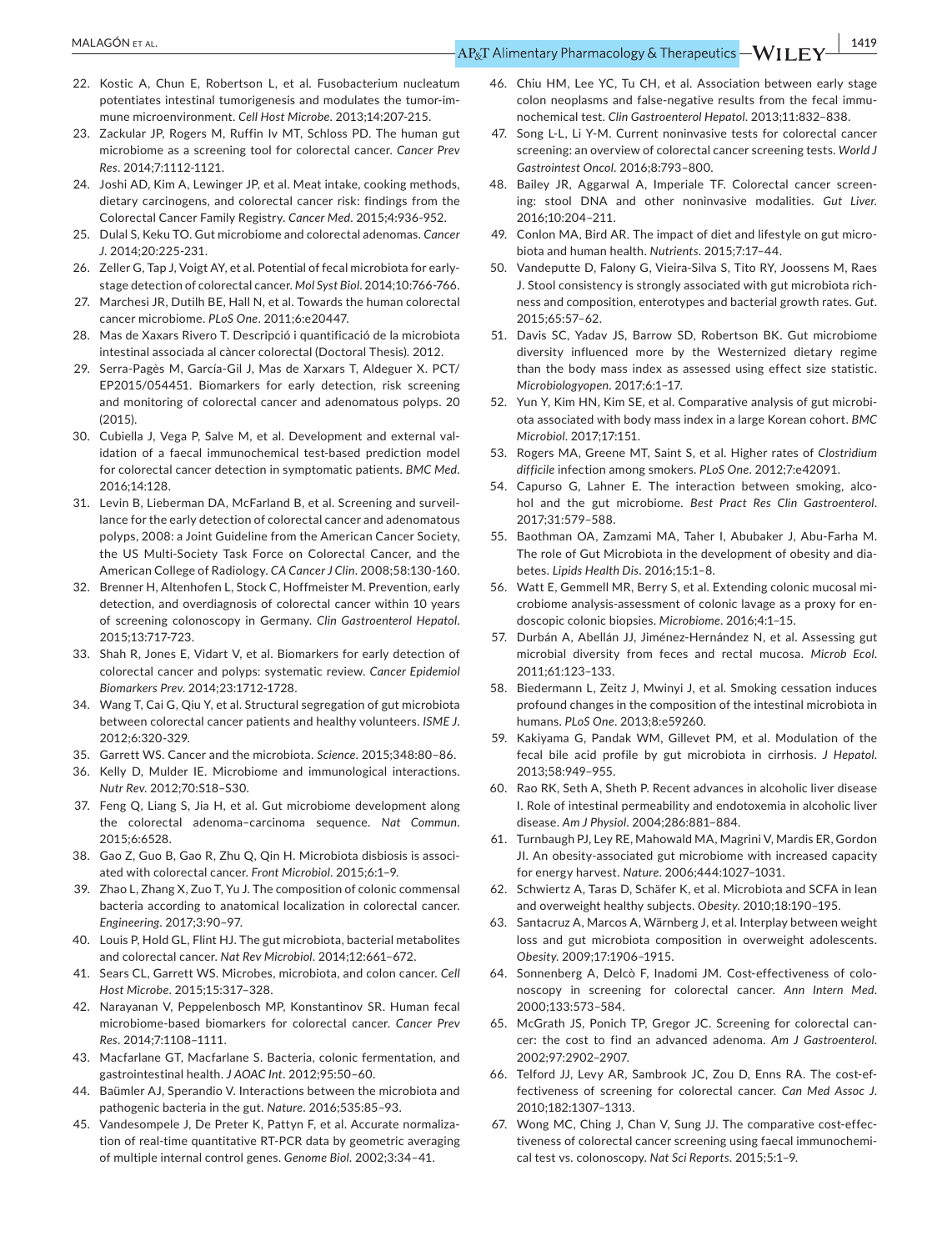22. Kostic A, Chun E, Robertson L, et al. Fusobacterium nucleatum potentiates intestinal tumorigenesis and modulates the tumor-immune microenvironment. *Cell Host Microbe*. 2013;14:207-215.
23. Zackular JP, Rogers M, Ruffin Iv MT, Schloss PD. The human gut microbiome as a screening tool for colorectal cancer. *Cancer Prev Res*. 2014;7:1112-1121.
24. Joshi AD, Kim A, Lewinger JP, et al. Meat intake, cooking methods, dietary carcinogens, and colorectal cancer risk: findings from the Colorectal Cancer Family Registry. *Cancer Med*. 2015;4:936-952.
25. Dulal S, Keku TO. Gut microbiome and colorectal adenomas. *Cancer J*. 2014;20:225-231.
26. Zeller G, Tap J, Voigt AY, et al. Potential of fecal microbiota for early-stage detection of colorectal cancer. *Mol Syst Biol*. 2014;10:766-766.
27. Marchesi JR, Dutilh BE, Hall N, et al. Towards the human colorectal cancer microbiome. *PLoS One*. 2011;6:e20447.
28. Mas de Xaxars Rivero T. Descripció i quantificació de la microbiota intestinal associada al càncer colorectal (Doctoral Thesis). 2012.
29. Serra-Pagès M, García-Gil J, Mas de Xarxars T, Aldeguer X. PCT/EP2015/054451. Biomarkers for early detection, risk screening and monitoring of colorectal cancer and adenomatous polyps. 20 (2015).
30. Cubiella J, Vega P, Salve M, et al. Development and external validation of a faecal immunochemical test-based prediction model for colorectal cancer detection in symptomatic patients. *BMC Med*. 2016;14:128.
31. Levin B, Lieberman DA, McFarland B, et al. Screening and surveillance for the early detection of colorectal cancer and adenomatous polyps, 2008: a Joint Guideline from the American Cancer Society, the US Multi-Society Task Force on Colorectal Cancer, and the American College of Radiology. *CA Cancer J Clin*. 2008;58:130-160.
32. Brenner H, Altenhofen L, Stock C, Hoffmeister M. Prevention, early detection, and overdiagnosis of colorectal cancer within 10 years of screening colonoscopy in Germany. *Clin Gastroenterol Hepatol*. 2015;13:717-723.
33. Shah R, Jones E, Vidart V, et al. Biomarkers for early detection of colorectal cancer and polyps: systematic review. *Cancer Epidemiol Biomarkers Prev*. 2014;23:1712-1728.
34. Wang T, Cai G, Qiu Y, et al. Structural segregation of gut microbiota between colorectal cancer patients and healthy volunteers. *ISME J*. 2012;6:320-329.
35. Garrett WS. Cancer and the microbiota. *Science*. 2015;348:80–86.
36. Kelly D, Mulder IE. Microbiome and immunological interactions. *Nutr Rev*. 2012;70:S18–S30.
37. Feng Q, Liang S, Jia H, et al. Gut microbiome development along the colorectal adenoma–carcinoma sequence. *Nat Commun*. 2015;6:6528.
38. Gao Z, Guo B, Gao R, Zhu Q, Qin H. Microbiota disbiosis is associated with colorectal cancer. *Front Microbiol*. 2015;6:1–9.
39. Zhao L, Zhang X, Zuo T, Yu J. The composition of colonic commensal bacteria according to anatomical localization in colorectal cancer. *Engineering*. 2017;3:90–97.
40. Louis P, Hold GL, Flint HJ. The gut microbiota, bacterial metabolites and colorectal cancer. *Nat Rev Microbiol*. 2014;12:661–672.
41. Sears CL, Garrett WS. Microbes, microbiota, and colon cancer. *Cell Host Microbe*. 2015;15:317–328.
42. Narayanan V, Peppelenbosch MP, Konstantinov SR. Human fecal microbiome-based biomarkers for colorectal cancer. *Cancer Prev Res*. 2014;7:1108–1111.
43. Macfarlane GT, Macfarlane S. Bacteria, colonic fermentation, and gastrointestinal health. *J AOAC Int*. 2012;95:50–60.
44. Baümler AJ, Sperandio V. Interactions between the microbiota and pathogenic bacteria in the gut. *Nature*. 2016;535:85–93.
45. Vandesompele J, De Preter K, Pattyn F, et al. Accurate normalization of real-time quantitative RT-PCR data by geometric averaging of multiple internal control genes. *Genome Biol*. 2002;3:34–41.
46. Chiu HM, Lee YC, Tu CH, et al. Association between early stage colon neoplasms and false-negative results from the fecal immunochemical test. *Clin Gastroenterol Hepatol*. 2013;11:832–838.
47. Song L-L, Li Y-M. Current noninvasive tests for colorectal cancer screening: an overview of colorectal cancer screening tests. *World J Gastrointest Oncol*. 2016;8:793–800.
48. Bailey JR, Aggarwal A, Imperiale TF. Colorectal cancer screening: stool DNA and other noninvasive modalities. *Gut Liver*. 2016;10:204–211.
49. Conlon MA, Bird AR. The impact of diet and lifestyle on gut microbiota and human health. *Nutrients*. 2015;7:17–44.
50. Vandeputte D, Falony G, Vieira-Silva S, Tito RY, Joossens M, Raes J. Stool consistency is strongly associated with gut microbiota richness and composition, enterotypes and bacterial growth rates. *Gut*. 2015;65:57–62.
51. Davis SC, Yadav JS, Barrow SD, Robertson BK. Gut microbiome diversity influenced more by the Westernized dietary regime than the body mass index as assessed using effect size statistic. *Microbiologyopen*. 2017;6:1–17.
52. Yun Y, Kim HN, Kim SE, et al. Comparative analysis of gut microbiota associated with body mass index in a large Korean cohort. *BMC Microbiol*. 2017;17:151.
53. Rogers MA, Greene MT, Saint S, et al. Higher rates of *Clostridium difficile* infection among smokers. *PLoS One*. 2012;7:e42091.
54. Capurso G, Lahner E. The interaction between smoking, alcohol and the gut microbiome. *Best Pract Res Clin Gastroenterol*. 2017;31:579–588.
55. Baothman OA, Zamzami MA, Taher I, Abubaker J, Abu-Farha M. The role of Gut Microbiota in the development of obesity and diabetes. *Lipids Health Dis*. 2016;15:1–8.
56. Watt E, Gemmell MR, Berry S, et al. Extending colonic mucosal microbiome analysis-assessment of colonic lavage as a proxy for endoscopic colonic biopsies. *Microbiome*. 2016;4:1–15.
57. Durbán A, Abellán JJ, Jiménez-Hernández N, et al. Assessing gut microbial diversity from feces and rectal mucosa. *Microb Ecol*. 2011;61:123–133.
58. Biedermann L, Zeitz J, Mwinyi J, et al. Smoking cessation induces profound changes in the composition of the intestinal microbiota in humans. *PLoS One*. 2013;8:e59260.
59. Kakiyama G, Pandak WM, Gillevet PM, et al. Modulation of the fecal bile acid profile by gut microbiota in cirrhosis. *J Hepatol*. 2013;58:949–955.
60. Rao RK, Seth A, Sheth P. Recent advances in alcoholic liver disease I. Role of intestinal permeability and endotoxemia in alcoholic liver disease. *Am J Physiol*. 2004;286:881–884.
61. Turnbaugh PJ, Ley RE, Mahowald MA, Magrini V, Mardis ER, Gordon JI. An obesity-associated gut microbiome with increased capacity for energy harvest. *Nature*. 2006;444:1027–1031.
62. Schwiertz A, Taras D, Schäfer K, et al. Microbiota and SCFA in lean and overweight healthy subjects. *Obesity*. 2010;18:190–195.
63. Santacruz A, Marcos A, Wärnberg J, et al. Interplay between weight loss and gut microbiota composition in overweight adolescents. *Obesity*. 2009;17:1906–1915.
64. Sonnenberg A, Delcò F, Inadomi JM. Cost-effectiveness of colonoscopy in screening for colorectal cancer. *Ann Intern Med*. 2000;133:573–584.
65. McGrath JS, Ponich TP, Gregor JC. Screening for colorectal cancer: the cost to find an advanced adenoma. *Am J Gastroenterol*. 2002;97:2902–2907.
66. Telford JJ, Levy AR, Sambrook JC, Zou D, Enns RA. The cost-effectiveness of screening for colorectal cancer. *Can Med Assoc J*. 2010;182:1307–1313.
67. Wong MC, Ching J, Chan V, Sung JJ. The comparative cost-effectiveness of colorectal cancer screening using faecal immunochemical test vs. colonoscopy. *Nat Sci Reports*. 2015;5:1–9.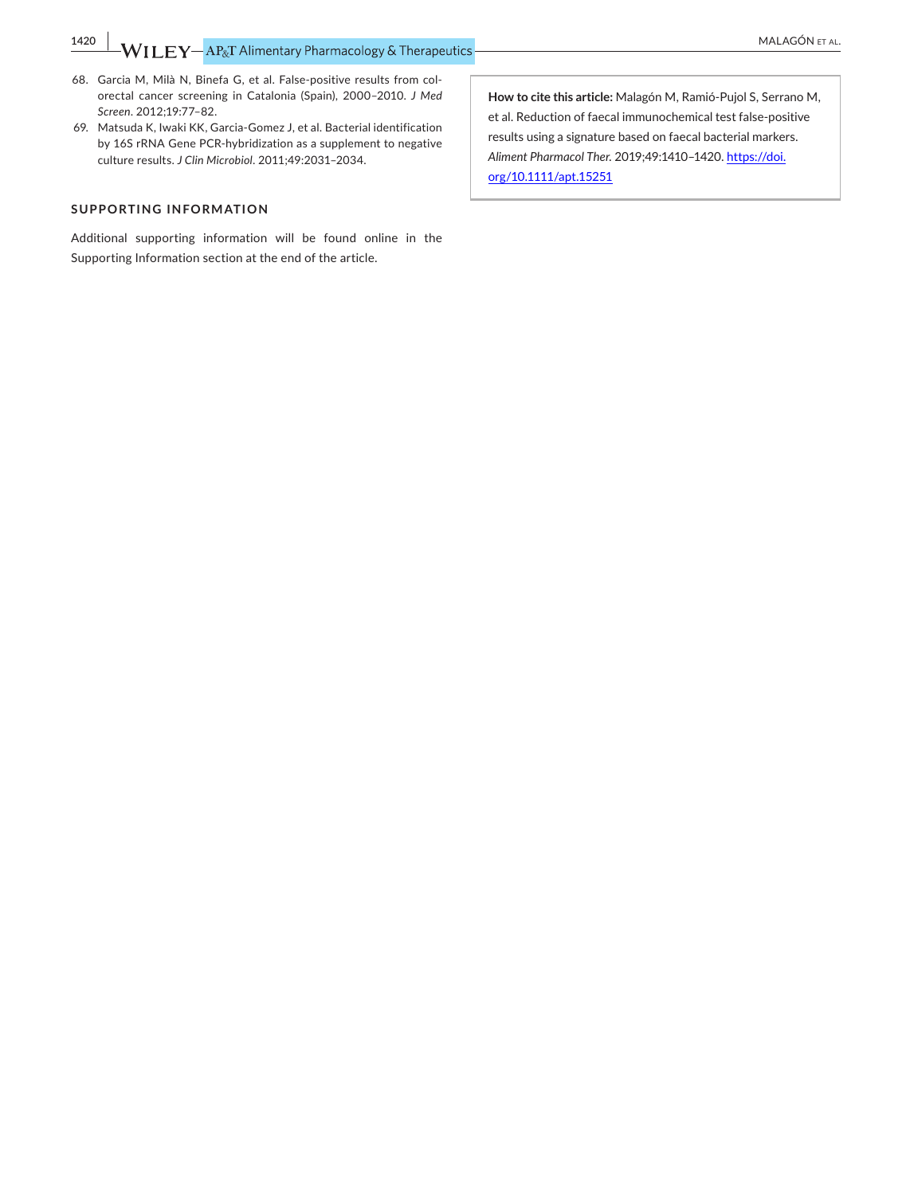68. Garcia M, Milà N, Binefa G, et al. False-positive results from colorectal cancer screening in Catalonia (Spain), 2000–2010. *J Med Screen*. 2012;19:77–82.
69. Matsuda K, Iwaki KK, Garcia-Gomez J, et al. Bacterial identification by 16S rRNA Gene PCR-hybridization as a supplement to negative culture results. *J Clin Microbiol*. 2011;49:2031–2034.

## SUPPORTING INFORMATION

Additional supporting information will be found online in the Supporting Information section at the end of the article.

**How to cite this article:** Malagón M, Ramió-Pujol S, Serrano M, et al. Reduction of faecal immunochemical test false-positive results using a signature based on faecal bacterial markers. *Aliment Pharmacol Ther*. 2019;49:1410–1420. https://doi.org/10.1111/apt.15251